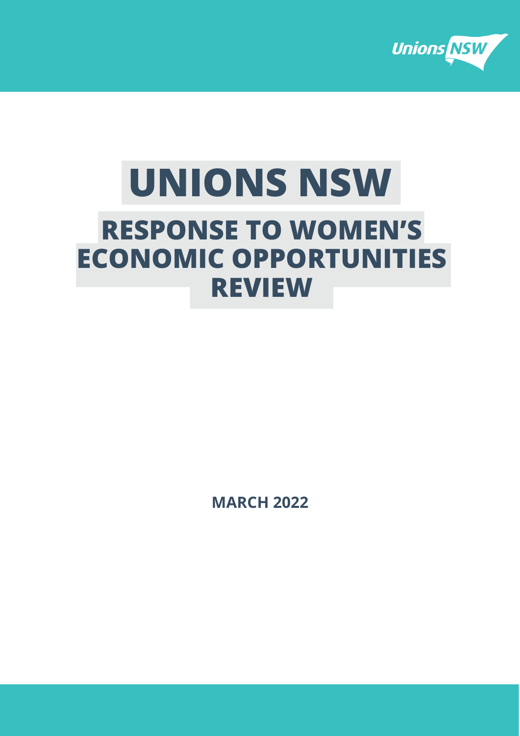# UNIONS NSW

## RESPONSE TO WOMEN'S ECONOMIC OPPORTUNITIES REVIEW

**MARCH 2022**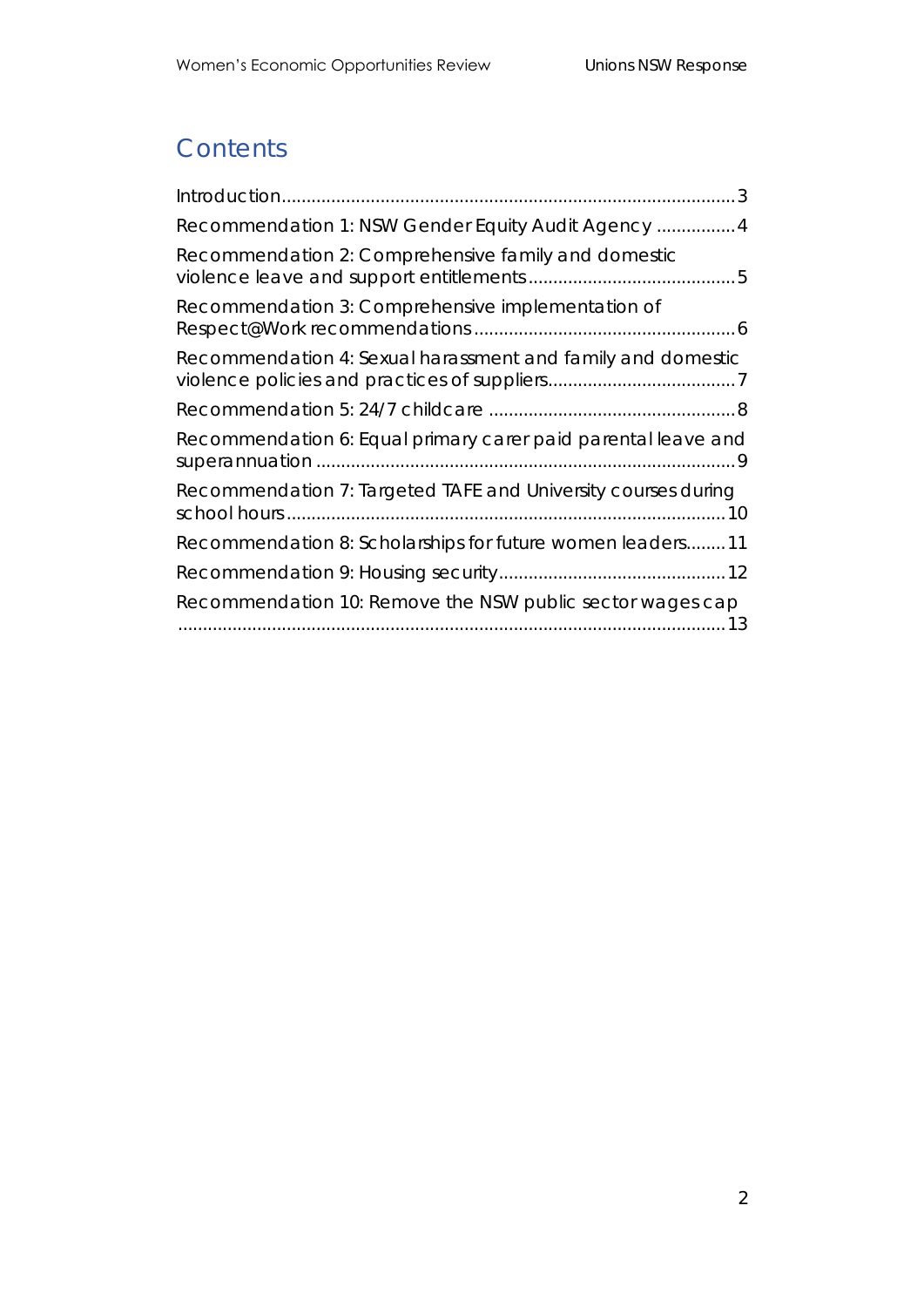## Contents

- Introduction ... 3
- Recommendation 1: NSW Gender Equity Audit Agency ... 4
- Recommendation 2: Comprehensive family and domestic violence leave and support entitlements ... 5
- Recommendation 3: Comprehensive implementation of Respect@Work recommendations ... 6
- Recommendation 4: Sexual harassment and family and domestic violence policies and practices of suppliers ... 7
- Recommendation 5: 24/7 childcare ... 8
- Recommendation 6: Equal primary carer paid parental leave and superannuation ... 9
- Recommendation 7: Targeted TAFE and University courses during school hours ... 10
- Recommendation 8: Scholarships for future women leaders ... 11
- Recommendation 9: Housing security ... 12
- Recommendation 10: Remove the NSW public sector wages cap ... 13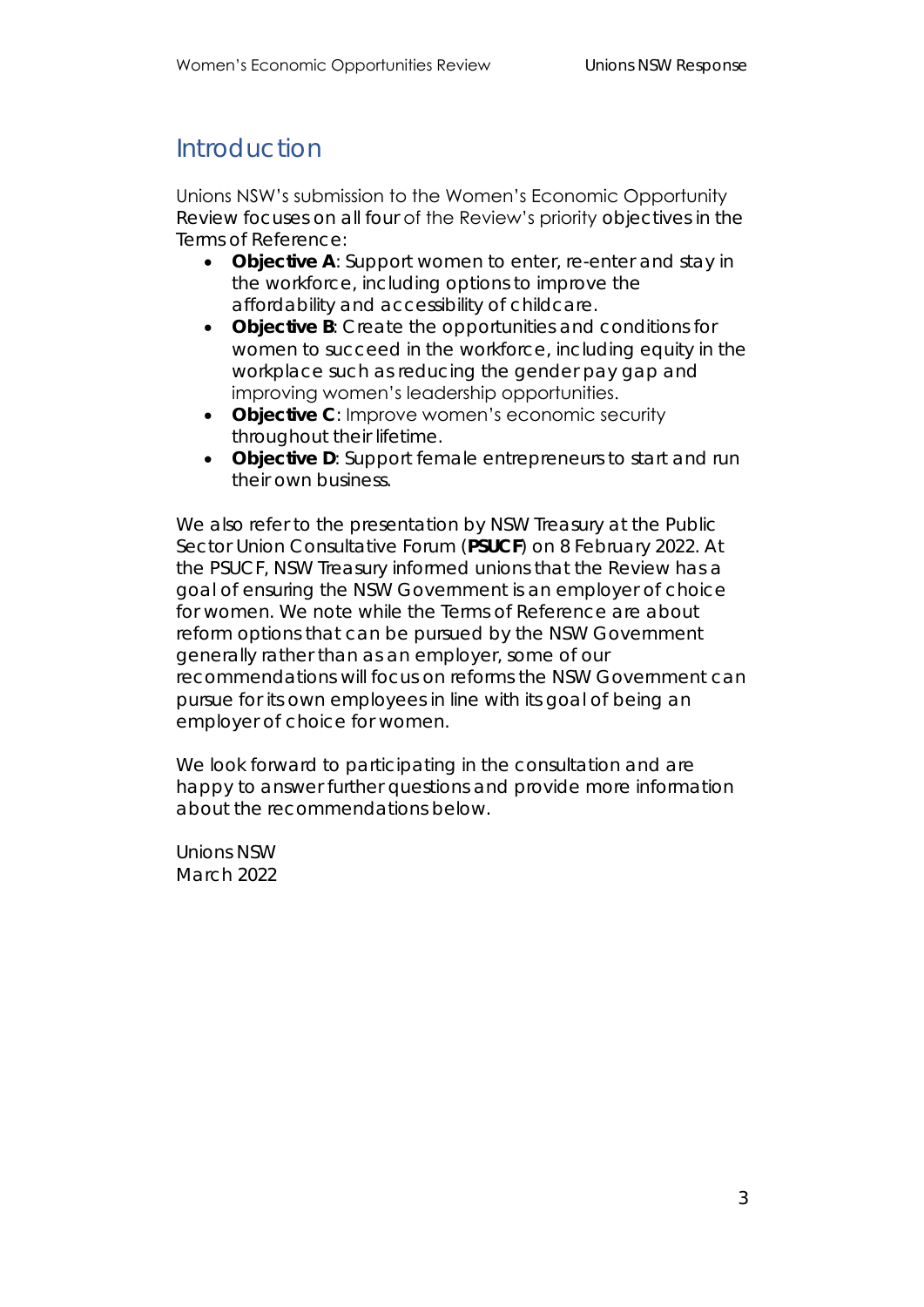# Introduction

Unions NSW's submission to the Women's Economic Opportunity Review focuses on all four of the Review's priority objectives in the Terms of Reference:

- **Objective A**: Support women to enter, re-enter and stay in the workforce, including options to improve the affordability and accessibility of childcare.
- **Objective B**: Create the opportunities and conditions for women to succeed in the workforce, including equity in the workplace such as reducing the gender pay gap and improving women's leadership opportunities.
- **Objective C**: Improve women's economic security throughout their lifetime.
- **Objective D**: Support female entrepreneurs to start and run their own business.

We also refer to the presentation by NSW Treasury at the Public Sector Union Consultative Forum (**PSUCF**) on 8 February 2022. At the PSUCF, NSW Treasury informed unions that the Review has a goal of ensuring the NSW Government is an employer of choice for women. We note while the Terms of Reference are about reform options that can be pursued by the NSW Government generally rather than as an employer, some of our recommendations will focus on reforms the NSW Government can pursue for its own employees in line with its goal of being an employer of choice for women.

We look forward to participating in the consultation and are happy to answer further questions and provide more information about the recommendations below.

Unions NSW
March 2022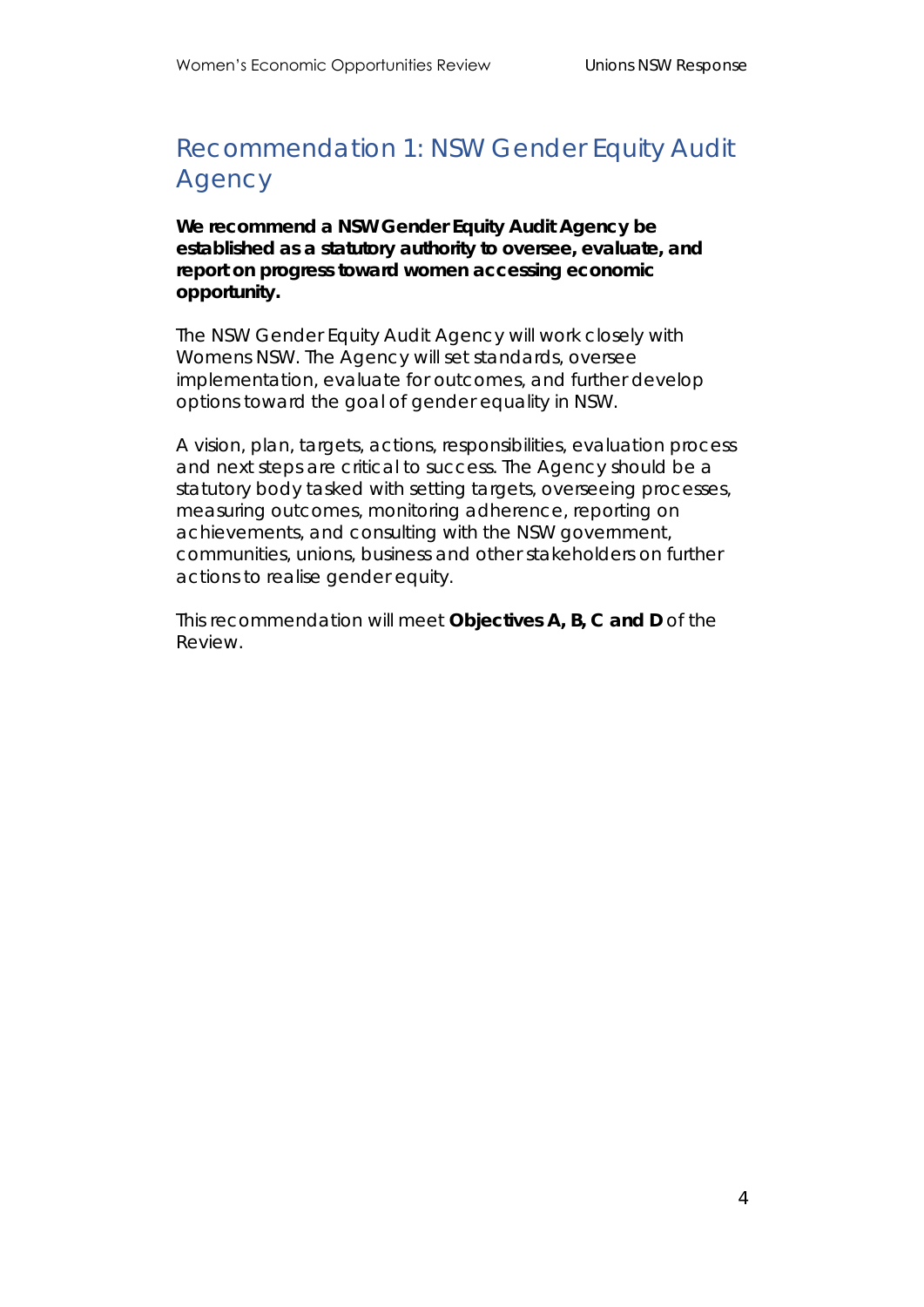## Recommendation 1: NSW Gender Equity Audit Agency

**We recommend a NSW Gender Equity Audit Agency be established as a statutory authority to oversee, evaluate, and report on progress toward women accessing economic opportunity.**

The NSW Gender Equity Audit Agency will work closely with Womens NSW. The Agency will set standards, oversee implementation, evaluate for outcomes, and further develop options toward the goal of gender equality in NSW.

A vision, plan, targets, actions, responsibilities, evaluation process and next steps are critical to success. The Agency should be a statutory body tasked with setting targets, overseeing processes, measuring outcomes, monitoring adherence, reporting on achievements, and consulting with the NSW government, communities, unions, business and other stakeholders on further actions to realise gender equity.

This recommendation will meet **Objectives A, B, C and D** of the Review.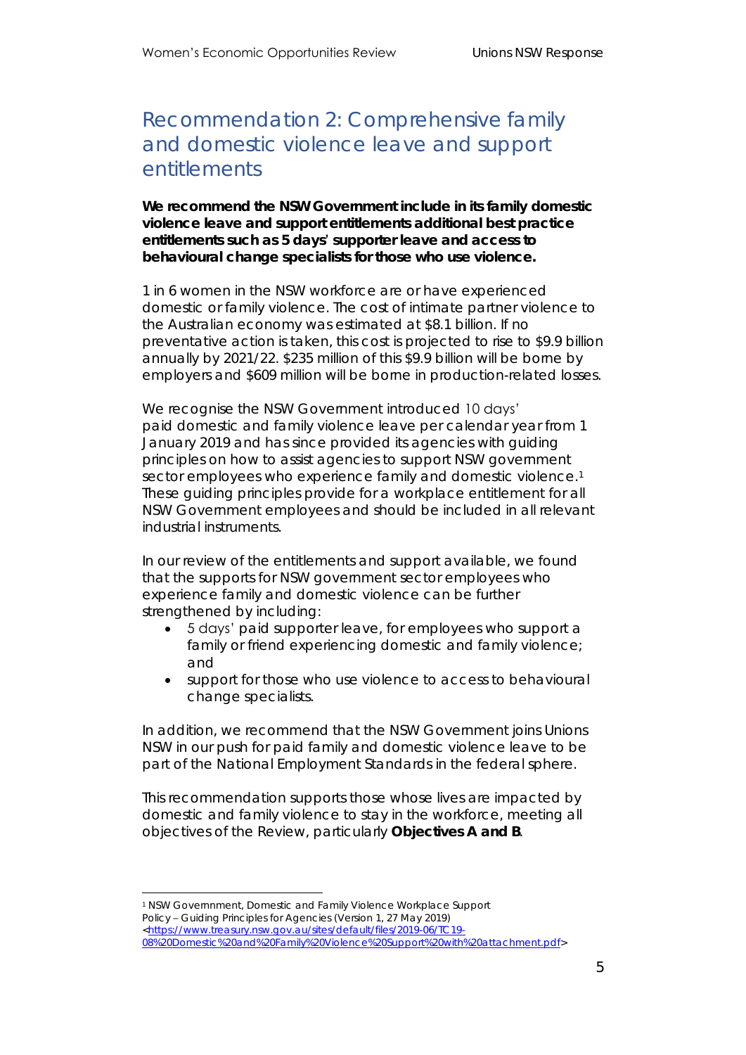# Recommendation 2: Comprehensive family and domestic violence leave and support entitlements

**We recommend the NSW Government include in its family domestic violence leave and support entitlements additional best practice entitlements such as 5 days' supporter leave and access to behavioural change specialists for those who use violence.**

1 in 6 women in the NSW workforce are or have experienced domestic or family violence. The cost of intimate partner violence to the Australian economy was estimated at $8.1 billion. If no preventative action is taken, this cost is projected to rise to $9.9 billion annually by 2021/22. $235 million of this $9.9 billion will be borne by employers and $609 million will be borne in production-related losses.

We recognise the NSW Government introduced 10 days' paid domestic and family violence leave per calendar year from 1 January 2019 and has since provided its agencies with guiding principles on how to assist agencies to support NSW government sector employees who experience family and domestic violence.[1] These guiding principles provide for a workplace entitlement for all NSW Government employees and should be included in all relevant industrial instruments.

In our review of the entitlements and support available, we found that the supports for NSW government sector employees who experience family and domestic violence can be further strengthened by including:

- 5 days' paid supporter leave, for employees who support a family or friend experiencing domestic and family violence; and
- support for those who use violence to access to behavioural change specialists.

In addition, we recommend that the NSW Government joins Unions NSW in our push for paid family and domestic violence leave to be part of the National Employment Standards in the federal sphere.

This recommendation supports those whose lives are impacted by domestic and family violence to stay in the workforce, meeting all objectives of the Review, particularly **Objectives A and B**.

---

[1] NSW Governnment, Domestic and Family Violence Workplace Support Policy – Guiding Principles for Agencies (Version 1, 27 May 2019) <https://www.treasury.nsw.gov.au/sites/default/files/2019-06/TC19-08%20Domestic%20and%20Family%20Violence%20Support%20with%20attachment.pdf>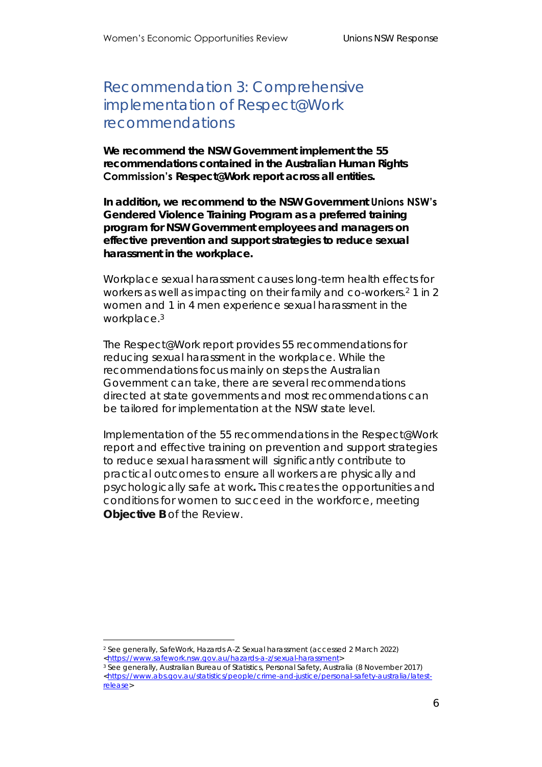## Recommendation 3: Comprehensive implementation of Respect@Work recommendations

**We recommend the NSW Government implement the 55 recommendations contained in the Australian Human Rights Commission's Respect@Work report across all entities.**

**In addition, we recommend to the NSW Government Unions NSW's Gendered Violence Training Program as a preferred training program for NSW Government employees and managers on effective prevention and support strategies to reduce sexual harassment in the workplace.**

Workplace sexual harassment causes long-term health effects for workers as well as impacting on their family and co-workers.[2] 1 in 2 women and 1 in 4 men experience sexual harassment in the workplace.[3]

The Respect@Work report provides 55 recommendations for reducing sexual harassment in the workplace. While the recommendations focus mainly on steps the Australian Government can take, there are several recommendations directed at state governments and most recommendations can be tailored for implementation at the NSW state level.

Implementation of the 55 recommendations in the Respect@Work report and effective training on prevention and support strategies to reduce sexual harassment will significantly contribute to practical outcomes to ensure all workers are physically and psychologically safe at work**.** This creates the opportunities and conditions for women to succeed in the workforce, meeting **Objective B** of the Review.

---

[2] See generally, SafeWork, Hazards A-Z: Sexual harassment (accessed 2 March 2022) <https://www.safework.nsw.gov.au/hazards-a-z/sexual-harassment>

[3] See generally, Australian Bureau of Statistics, Personal Safety, Australia (8 November 2017) <https://www.abs.gov.au/statistics/people/crime-and-justice/personal-safety-australia/latest-release>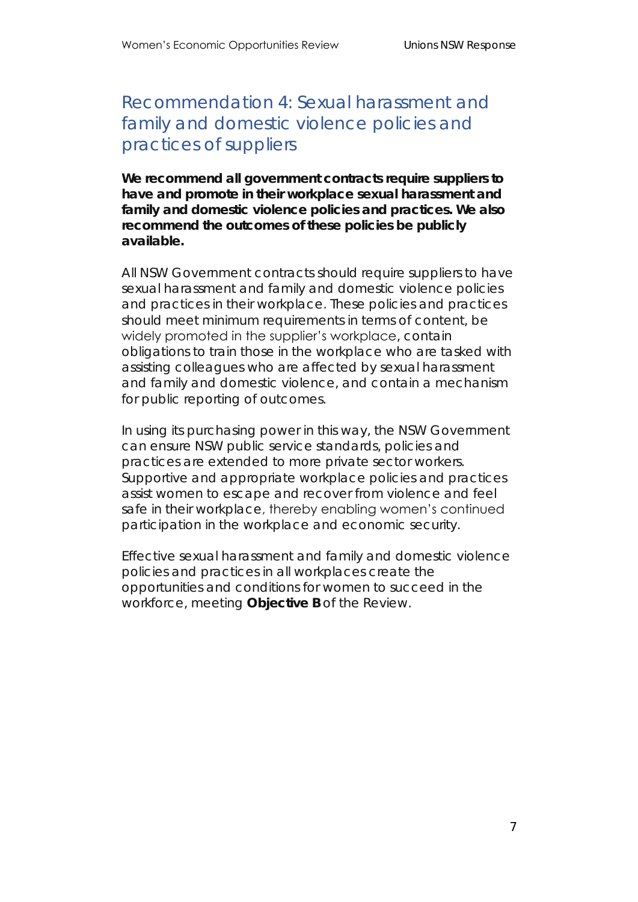## Recommendation 4: Sexual harassment and family and domestic violence policies and practices of suppliers

**We recommend all government contracts require suppliers to have and promote in their workplace sexual harassment and family and domestic violence policies and practices. We also recommend the outcomes of these policies be publicly available.**

All NSW Government contracts should require suppliers to have sexual harassment and family and domestic violence policies and practices in their workplace. These policies and practices should meet minimum requirements in terms of content, be widely promoted in the supplier's workplace, contain obligations to train those in the workplace who are tasked with assisting colleagues who are affected by sexual harassment and family and domestic violence, and contain a mechanism for public reporting of outcomes.

In using its purchasing power in this way, the NSW Government can ensure NSW public service standards, policies and practices are extended to more private sector workers. Supportive and appropriate workplace policies and practices assist women to escape and recover from violence and feel safe in their workplace, thereby enabling women's continued participation in the workplace and economic security.

Effective sexual harassment and family and domestic violence policies and practices in all workplaces create the opportunities and conditions for women to succeed in the workforce, meeting **Objective B** of the Review.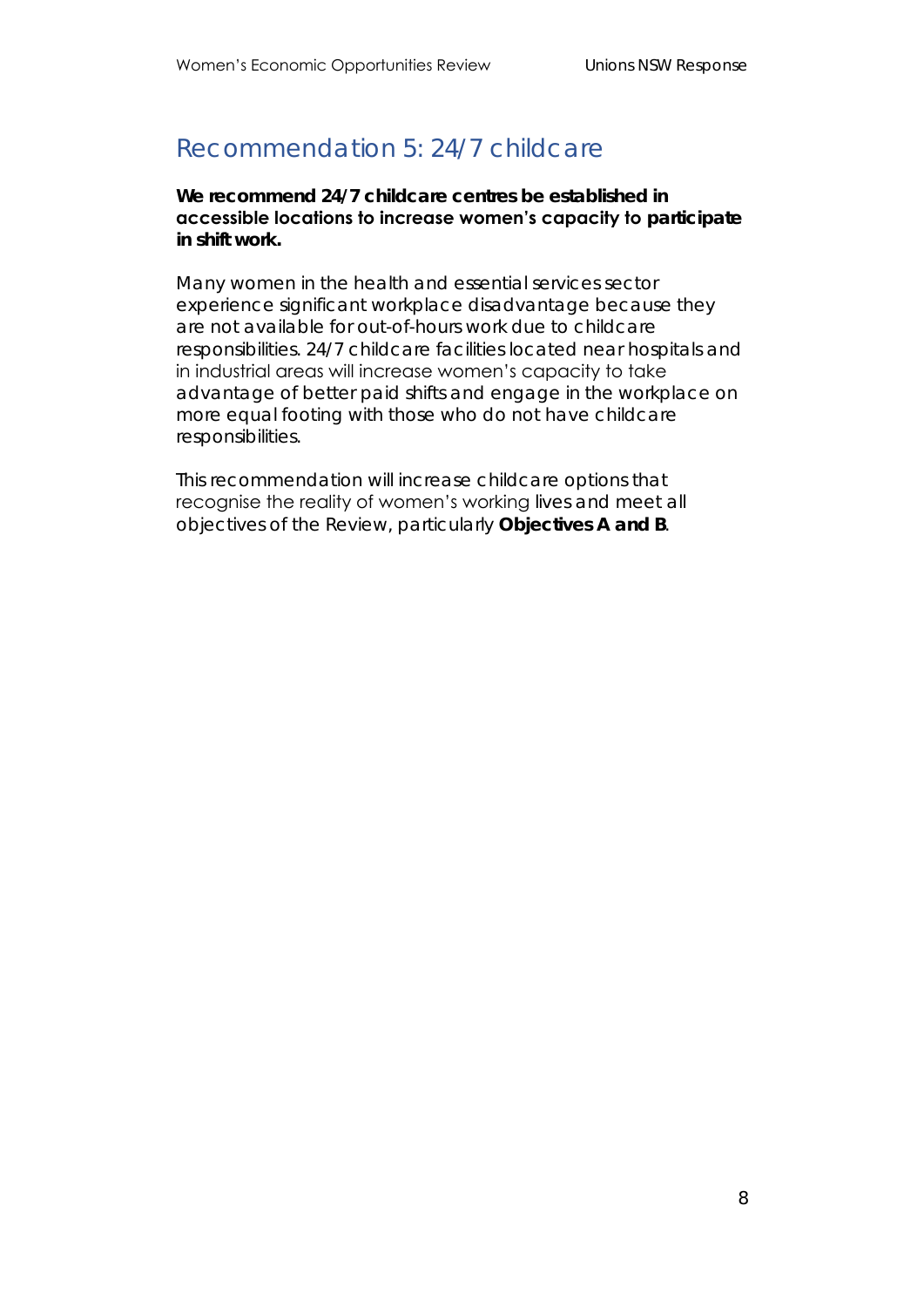## Recommendation 5: 24/7 childcare

**We recommend 24/7 childcare centres be established in accessible locations to increase women's capacity to participate in shift work.**

Many women in the health and essential services sector experience significant workplace disadvantage because they are not available for out-of-hours work due to childcare responsibilities. 24/7 childcare facilities located near hospitals and in industrial areas will increase women's capacity to take advantage of better paid shifts and engage in the workplace on more equal footing with those who do not have childcare responsibilities.

This recommendation will increase childcare options that recognise the reality of women's working lives and meet all objectives of the Review, particularly **Objectives A and B**.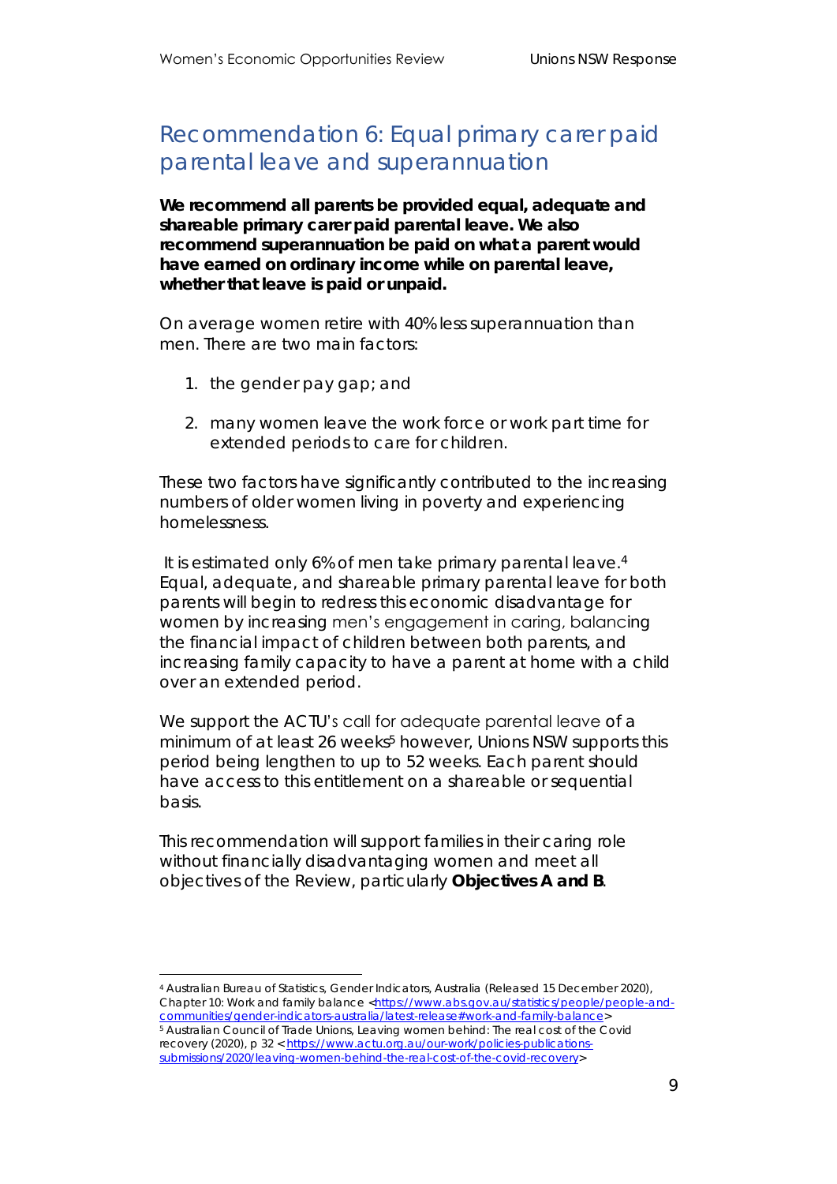## Recommendation 6: Equal primary carer paid parental leave and superannuation

**We recommend all parents be provided equal, adequate and shareable primary carer paid parental leave. We also recommend superannuation be paid on what a parent would have earned on ordinary income while on parental leave, whether that leave is paid or unpaid.**

On average women retire with 40% less superannuation than men. There are two main factors:

1. the gender pay gap; and
2. many women leave the work force or work part time for extended periods to care for children.

These two factors have significantly contributed to the increasing numbers of older women living in poverty and experiencing homelessness.

It is estimated only 6% of men take primary parental leave.[4] Equal, adequate, and shareable primary parental leave for both parents will begin to redress this economic disadvantage for women by increasing men's engagement in caring, balancing the financial impact of children between both parents, and increasing family capacity to have a parent at home with a child over an extended period.

We support the ACTU's call for adequate parental leave of a minimum of at least 26 weeks[5] however, Unions NSW supports this period being lengthen to up to 52 weeks. Each parent should have access to this entitlement on a shareable or sequential basis.

This recommendation will support families in their caring role without financially disadvantaging women and meet all objectives of the Review, particularly **Objectives A and B**.

---

[4] Australian Bureau of Statistics, Gender Indicators, Australia (Released 15 December 2020), Chapter 10: Work and family balance <https://www.abs.gov.au/statistics/people/people-and-communities/gender-indicators-australia/latest-release#work-and-family-balance>

[5] Australian Council of Trade Unions, Leaving women behind: The real cost of the Covid recovery (2020), p 32 <https://www.actu.org.au/our-work/policies-publications-submissions/2020/leaving-women-behind-the-real-cost-of-the-covid-recovery>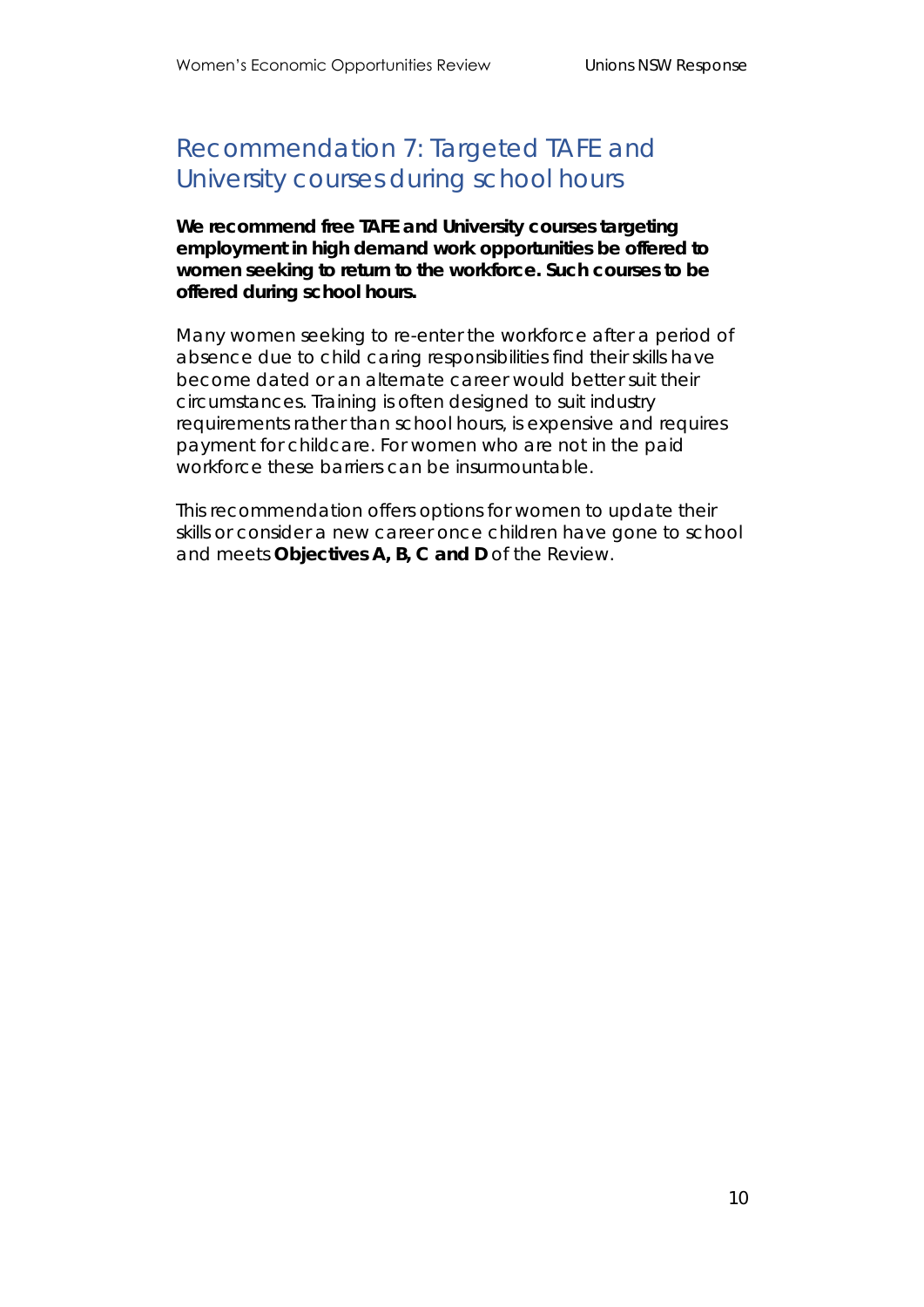## Recommendation 7: Targeted TAFE and University courses during school hours

**We recommend free TAFE and University courses targeting employment in high demand work opportunities be offered to women seeking to return to the workforce. Such courses to be offered during school hours.**

Many women seeking to re-enter the workforce after a period of absence due to child caring responsibilities find their skills have become dated or an alternate career would better suit their circumstances. Training is often designed to suit industry requirements rather than school hours, is expensive and requires payment for childcare. For women who are not in the paid workforce these barriers can be insurmountable.

This recommendation offers options for women to update their skills or consider a new career once children have gone to school and meets **Objectives A, B, C and D** of the Review.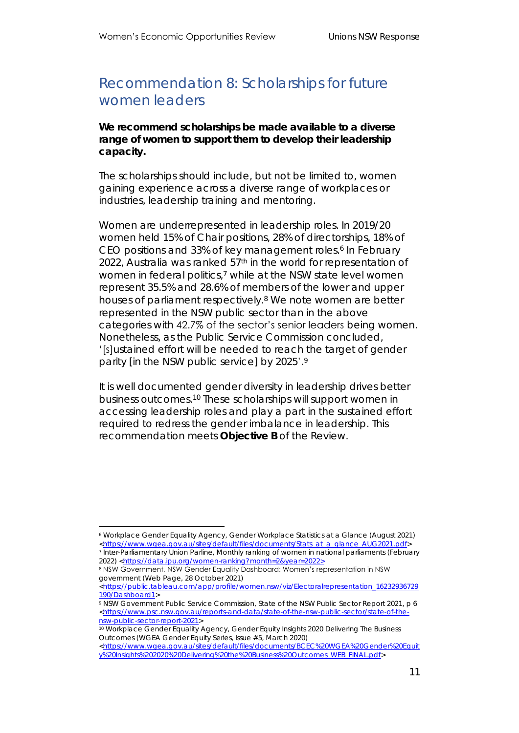## Recommendation 8: Scholarships for future women leaders

**We recommend scholarships be made available to a diverse range of women to support them to develop their leadership capacity.**

The scholarships should include, but not be limited to, women gaining experience across a diverse range of workplaces or industries, leadership training and mentoring.

Women are underrepresented in leadership roles. In 2019/20 women held 15% of Chair positions, 28% of directorships, 18% of CEO positions and 33% of key management roles.[6] In February 2022, Australia was ranked 57th in the world for representation of women in federal politics,[7] while at the NSW state level women represent 35.5% and 28.6% of members of the lower and upper houses of parliament respectively.[8] We note women are better represented in the NSW public sector than in the above categories with 42.7% of the sector's senior leaders being women. Nonetheless, as the Public Service Commission concluded, '[s]ustained effort will be needed to reach the target of gender parity [in the NSW public service] by 2025'.[9]

It is well documented gender diversity in leadership drives better business outcomes.[10] These scholarships will support women in accessing leadership roles and play a part in the sustained effort required to redress the gender imbalance in leadership. This recommendation meets **Objective B** of the Review.

---

[6] Workplace Gender Equality Agency, Gender Workplace Statistics at a Glance (August 2021) <https://www.wgea.gov.au/sites/default/files/documents/Stats_at_a_glance_AUG2021.pdf>

[7] Inter-Parliamentary Union Parline, Monthly ranking of women in national parliaments (February 2022) <https://data.ipu.org/women-ranking?month=2&year=2022>

[8] NSW Government, NSW Gender Equality Dashboard: Women's representation in NSW government (Web Page, 28 October 2021) <https://public.tableau.com/app/profile/women.nsw/viz/Electoralrepresentation_16232936729190/Dashboard1>

[9] NSW Government Public Service Commission, State of the NSW Public Sector Report 2021, p 6 <https://www.psc.nsw.gov.au/reports-and-data/state-of-the-nsw-public-sector/state-of-the-nsw-public-sector-report-2021>

[10] Workplace Gender Equality Agency, Gender Equity Insights 2020 Delivering The Business Outcomes (WGEA Gender Equity Series, Issue #5, March 2020) <https://www.wgea.gov.au/sites/default/files/documents/BCEC%20WGEA%20Gender%20Equity%20Insights%202020%20Delivering%20the%20Business%20Outcomes_WEB_FINAL.pdf>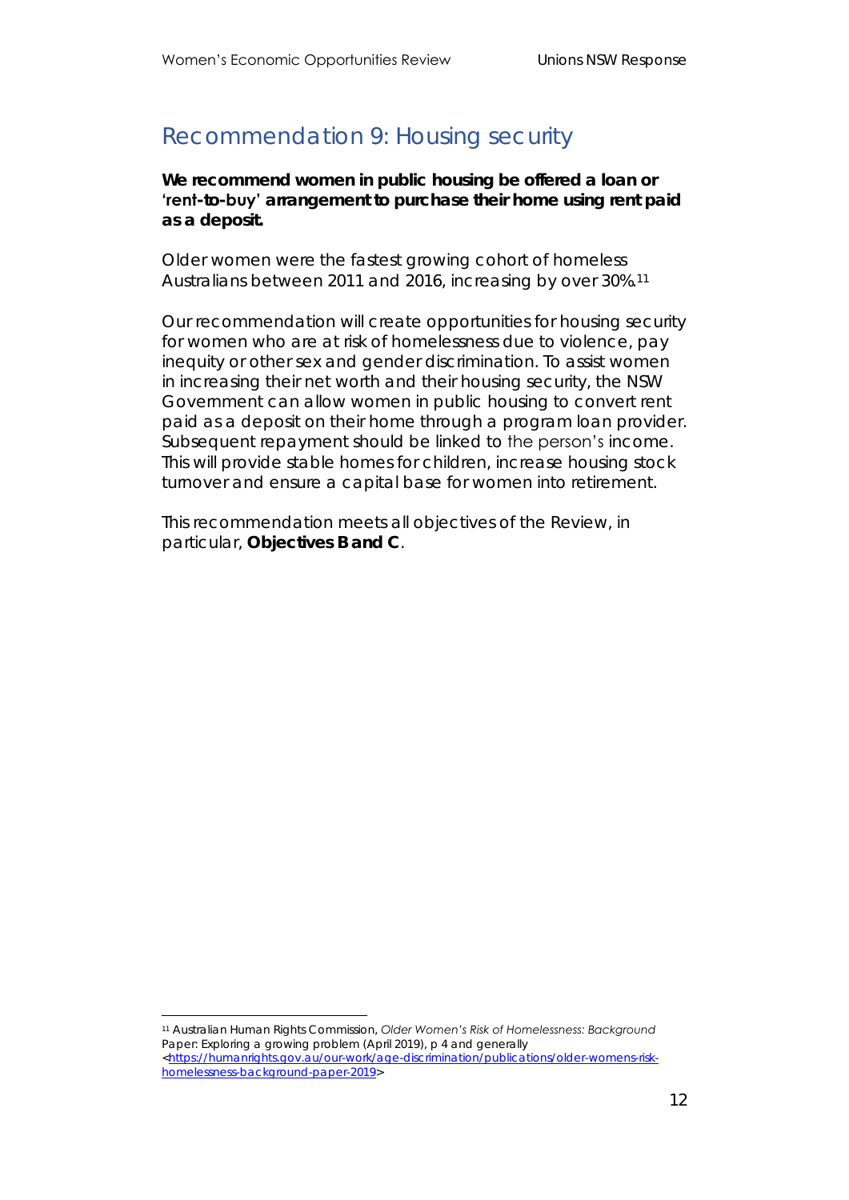## Recommendation 9: Housing security

**We recommend women in public housing be offered a loan or 'rent-to-buy' arrangement to purchase their home using rent paid as a deposit.**

Older women were the fastest growing cohort of homeless Australians between 2011 and 2016, increasing by over 30%.[11]

Our recommendation will create opportunities for housing security for women who are at risk of homelessness due to violence, pay inequity or other sex and gender discrimination. To assist women in increasing their net worth and their housing security, the NSW Government can allow women in public housing to convert rent paid as a deposit on their home through a program loan provider. Subsequent repayment should be linked to the person's income. This will provide stable homes for children, increase housing stock turnover and ensure a capital base for women into retirement.

This recommendation meets all objectives of the Review, in particular, **Objectives B and C**.

---

[11] Australian Human Rights Commission, *Older Women's Risk of Homelessness: Background* Paper: Exploring a growing problem (April 2019), p 4 and generally <https://humanrights.gov.au/our-work/age-discrimination/publications/older-womens-risk-homelessness-background-paper-2019>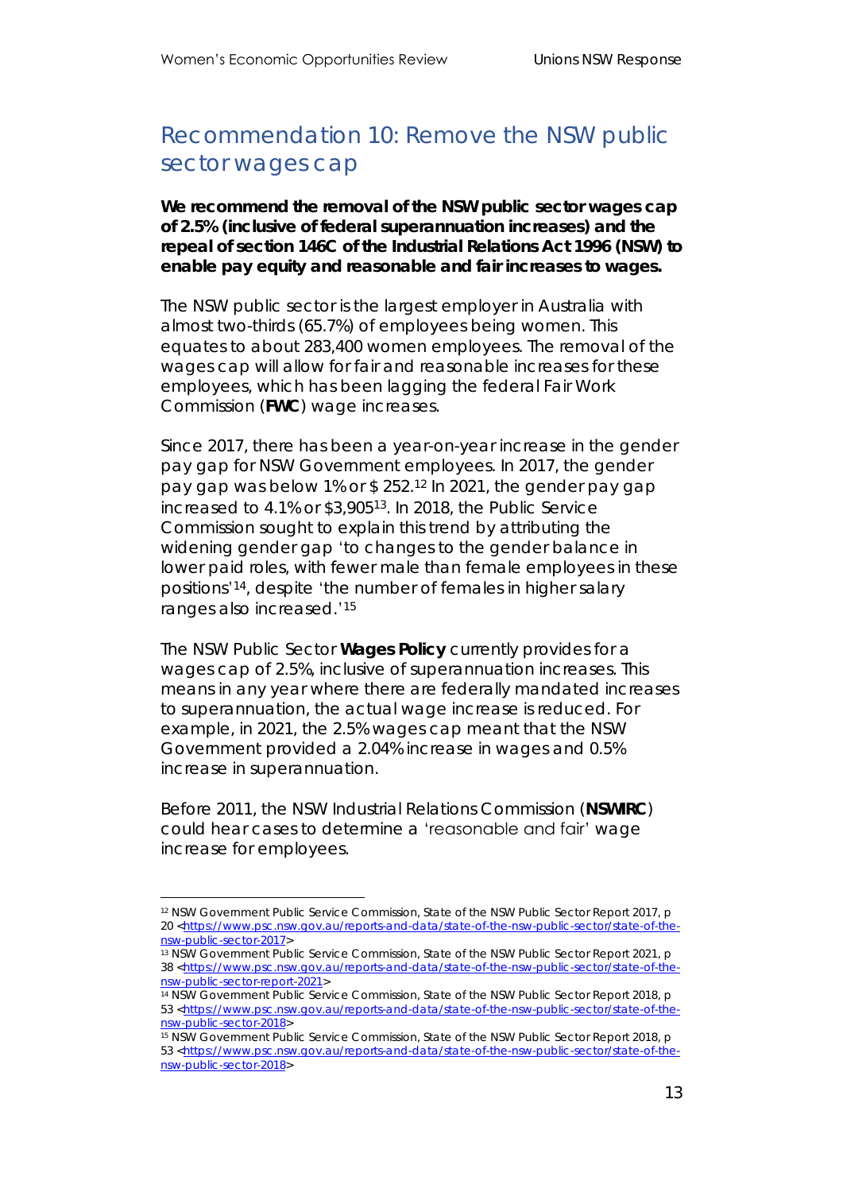## Recommendation 10: Remove the NSW public sector wages cap

**We recommend the removal of the NSW public sector wages cap of 2.5% (inclusive of federal superannuation increases) and the repeal of section 146C of the Industrial Relations Act 1996 (NSW) to enable pay equity and reasonable and fair increases to wages.**

The NSW public sector is the largest employer in Australia with almost two-thirds (65.7%) of employees being women. This equates to about 283,400 women employees. The removal of the wages cap will allow for fair and reasonable increases for these employees, which has been lagging the federal Fair Work Commission (**FWC**) wage increases.

Since 2017, there has been a year-on-year increase in the gender pay gap for NSW Government employees. In 2017, the gender pay gap was below 1% or $ 252.[12] In 2021, the gender pay gap increased to 4.1% or $3,905[13]. In 2018, the Public Service Commission sought to explain this trend by attributing the widening gender gap 'to changes to the gender balance in lower paid roles, with fewer male than female employees in these positions'[14], despite 'the number of females in higher salary ranges also increased.'[15]

The NSW Public Sector **Wages Policy** currently provides for a wages cap of 2.5%, inclusive of superannuation increases. This means in any year where there are federally mandated increases to superannuation, the actual wage increase is reduced. For example, in 2021, the 2.5% wages cap meant that the NSW Government provided a 2.04% increase in wages and 0.5% increase in superannuation.

Before 2011, the NSW Industrial Relations Commission (**NSWIRC**) could hear cases to determine a 'reasonable and fair' wage increase for employees.

---

[12] NSW Government Public Service Commission, State of the NSW Public Sector Report 2017, p 20 <https://www.psc.nsw.gov.au/reports-and-data/state-of-the-nsw-public-sector/state-of-the-nsw-public-sector-2017>

[13] NSW Government Public Service Commission, State of the NSW Public Sector Report 2021, p 38 <https://www.psc.nsw.gov.au/reports-and-data/state-of-the-nsw-public-sector/state-of-the-nsw-public-sector-report-2021>

[14] NSW Government Public Service Commission, State of the NSW Public Sector Report 2018, p 53 <https://www.psc.nsw.gov.au/reports-and-data/state-of-the-nsw-public-sector/state-of-the-nsw-public-sector-2018>

[15] NSW Government Public Service Commission, State of the NSW Public Sector Report 2018, p 53 <https://www.psc.nsw.gov.au/reports-and-data/state-of-the-nsw-public-sector/state-of-the-nsw-public-sector-2018>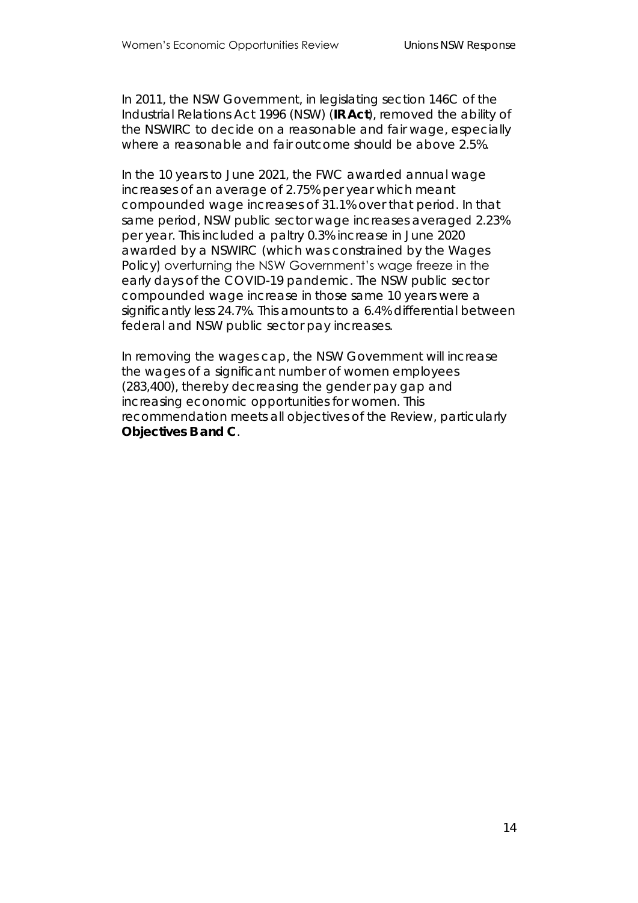In 2011, the NSW Government, in legislating section 146C of the Industrial Relations Act 1996 (NSW) (**IR Act**), removed the ability of the NSWIRC to decide on a reasonable and fair wage, especially where a reasonable and fair outcome should be above 2.5%.

In the 10 years to June 2021, the FWC awarded annual wage increases of an average of 2.75% per year which meant compounded wage increases of 31.1% over that period. In that same period, NSW public sector wage increases averaged 2.23% per year. This included a paltry 0.3% increase in June 2020 awarded by a NSWIRC (which was constrained by the Wages Policy) overturning the NSW Government's wage freeze in the early days of the COVID-19 pandemic. The NSW public sector compounded wage increase in those same 10 years were a significantly less 24.7%. This amounts to a 6.4% differential between federal and NSW public sector pay increases.

In removing the wages cap, the NSW Government will increase the wages of a significant number of women employees (283,400), thereby decreasing the gender pay gap and increasing economic opportunities for women. This recommendation meets all objectives of the Review, particularly **Objectives B and C**.